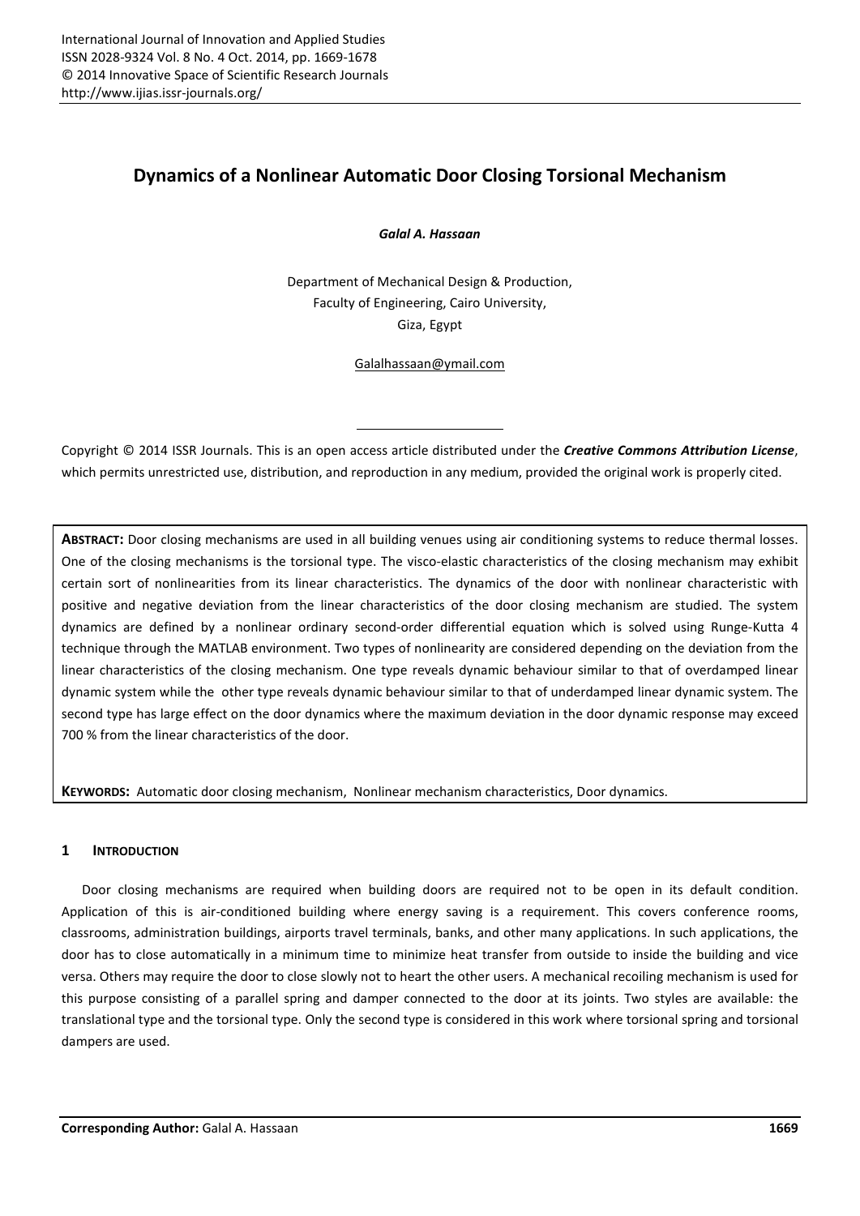# Dynamics of a Nonlinear Automatic Door Closing Torsional Mechanism

***Galal A. Hassaan***

Department of Mechanical Design & Production,
Faculty of Engineering, Cairo University,
Giza, Egypt

Galalhassaan@ymail.com

---

Copyright © 2014 ISSR Journals. This is an open access article distributed under the ***Creative Commons Attribution License***, which permits unrestricted use, distribution, and reproduction in any medium, provided the original work is properly cited.

**ABSTRACT:** Door closing mechanisms are used in all building venues using air conditioning systems to reduce thermal losses. One of the closing mechanisms is the torsional type. The visco-elastic characteristics of the closing mechanism may exhibit certain sort of nonlinearities from its linear characteristics. The dynamics of the door with nonlinear characteristic with positive and negative deviation from the linear characteristics of the door closing mechanism are studied. The system dynamics are defined by a nonlinear ordinary second-order differential equation which is solved using Runge-Kutta 4 technique through the MATLAB environment. Two types of nonlinearity are considered depending on the deviation from the linear characteristics of the closing mechanism. One type reveals dynamic behaviour similar to that of overdamped linear dynamic system while the other type reveals dynamic behaviour similar to that of underdamped linear dynamic system. The second type has large effect on the door dynamics where the maximum deviation in the door dynamic response may exceed 700 % from the linear characteristics of the door.

**KEYWORDS:** Automatic door closing mechanism, Nonlinear mechanism characteristics, Door dynamics.

## 1 INTRODUCTION

Door closing mechanisms are required when building doors are required not to be open in its default condition. Application of this is air-conditioned building where energy saving is a requirement. This covers conference rooms, classrooms, administration buildings, airports travel terminals, banks, and other many applications. In such applications, the door has to close automatically in a minimum time to minimize heat transfer from outside to inside the building and vice versa. Others may require the door to close slowly not to heart the other users. A mechanical recoiling mechanism is used for this purpose consisting of a parallel spring and damper connected to the door at its joints. Two styles are available: the translational type and the torsional type. Only the second type is considered in this work where torsional spring and torsional dampers are used.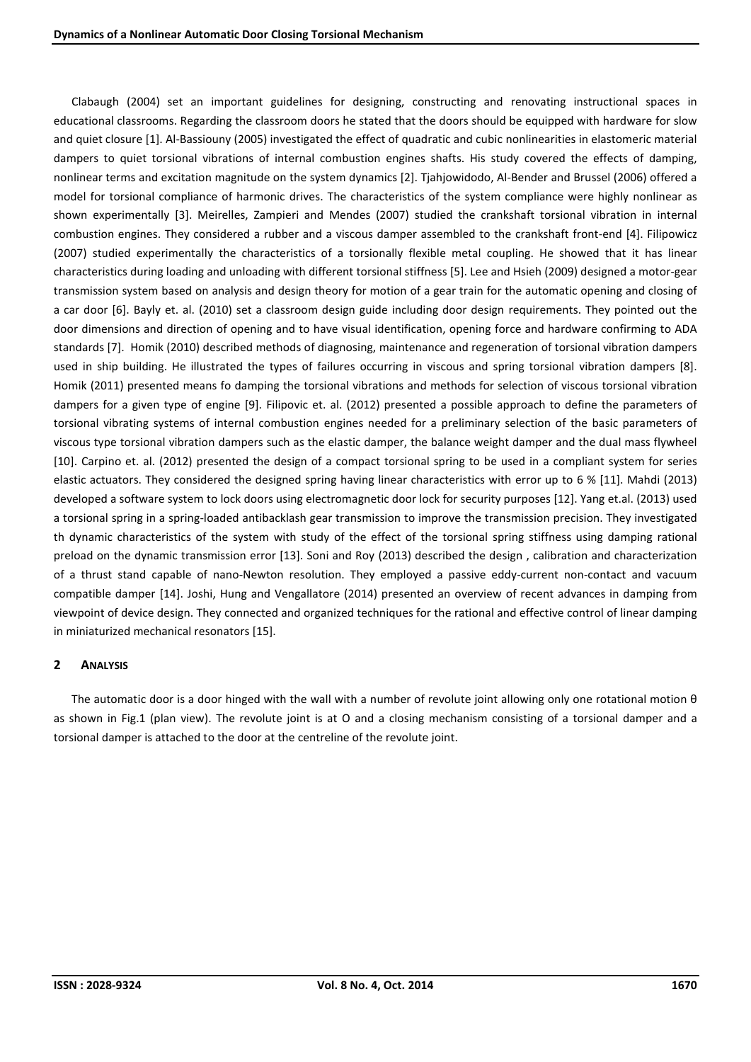Clabaugh (2004) set an important guidelines for designing, constructing and renovating instructional spaces in educational classrooms. Regarding the classroom doors he stated that the doors should be equipped with hardware for slow and quiet closure [1]. Al-Bassiouny (2005) investigated the effect of quadratic and cubic nonlinearities in elastomeric material dampers to quiet torsional vibrations of internal combustion engines shafts. His study covered the effects of damping, nonlinear terms and excitation magnitude on the system dynamics [2]. Tjahjowidodo, Al-Bender and Brussel (2006) offered a model for torsional compliance of harmonic drives. The characteristics of the system compliance were highly nonlinear as shown experimentally [3]. Meirelles, Zampieri and Mendes (2007) studied the crankshaft torsional vibration in internal combustion engines. They considered a rubber and a viscous damper assembled to the crankshaft front-end [4]. Filipowicz (2007) studied experimentally the characteristics of a torsionally flexible metal coupling. He showed that it has linear characteristics during loading and unloading with different torsional stiffness [5]. Lee and Hsieh (2009) designed a motor-gear transmission system based on analysis and design theory for motion of a gear train for the automatic opening and closing of a car door [6]. Bayly et. al. (2010) set a classroom design guide including door design requirements. They pointed out the door dimensions and direction of opening and to have visual identification, opening force and hardware confirming to ADA standards [7]. Homik (2010) described methods of diagnosing, maintenance and regeneration of torsional vibration dampers used in ship building. He illustrated the types of failures occurring in viscous and spring torsional vibration dampers [8]. Homik (2011) presented means fo damping the torsional vibrations and methods for selection of viscous torsional vibration dampers for a given type of engine [9]. Filipovic et. al. (2012) presented a possible approach to define the parameters of torsional vibrating systems of internal combustion engines needed for a preliminary selection of the basic parameters of viscous type torsional vibration dampers such as the elastic damper, the balance weight damper and the dual mass flywheel [10]. Carpino et. al. (2012) presented the design of a compact torsional spring to be used in a compliant system for series elastic actuators. They considered the designed spring having linear characteristics with error up to 6 % [11]. Mahdi (2013) developed a software system to lock doors using electromagnetic door lock for security purposes [12]. Yang et.al. (2013) used a torsional spring in a spring-loaded antibacklash gear transmission to improve the transmission precision. They investigated th dynamic characteristics of the system with study of the effect of the torsional spring stiffness using damping rational preload on the dynamic transmission error [13]. Soni and Roy (2013) described the design , calibration and characterization of a thrust stand capable of nano-Newton resolution. They employed a passive eddy-current non-contact and vacuum compatible damper [14]. Joshi, Hung and Vengallatore (2014) presented an overview of recent advances in damping from viewpoint of device design. They connected and organized techniques for the rational and effective control of linear damping in miniaturized mechanical resonators [15].

## 2 ANALYSIS

The automatic door is a door hinged with the wall with a number of revolute joint allowing only one rotational motion $\theta$ as shown in Fig.1 (plan view). The revolute joint is at O and a closing mechanism consisting of a torsional damper and a torsional damper is attached to the door at the centreline of the revolute joint.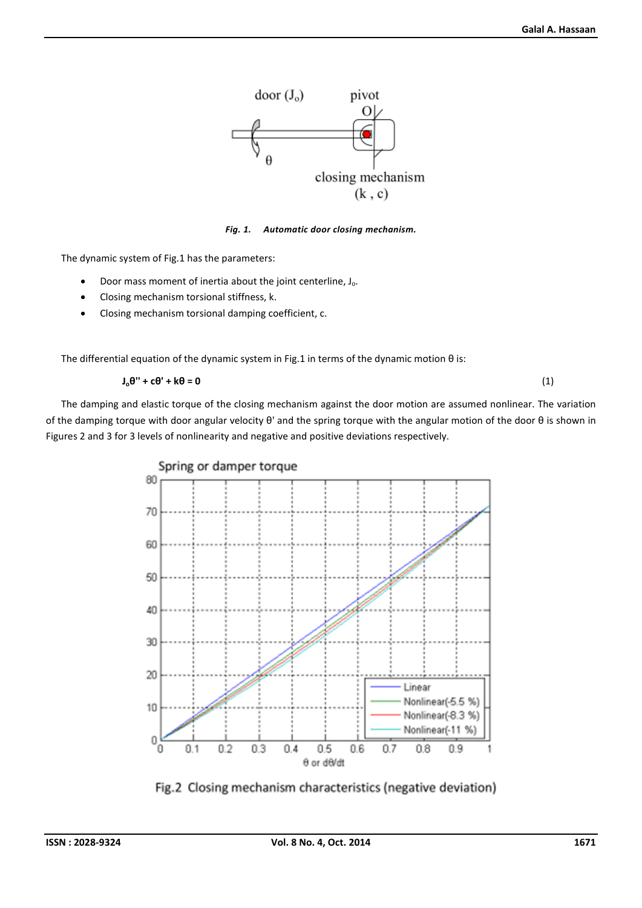*Fig. 1. Automatic door closing mechanism.*

The dynamic system of Fig.1 has the parameters:

- Door mass moment of inertia about the joint centerline, $J_o$.
- Closing mechanism torsional stiffness, k.
- Closing mechanism torsional damping coefficient, c.

The differential equation of the dynamic system in Fig.1 in terms of the dynamic motion θ is:

$$J_o\theta'' + c\theta' + k\theta = 0 \quad (1)$$

The damping and elastic torque of the closing mechanism against the door motion are assumed nonlinear. The variation of the damping torque with door angular velocity θ' and the spring torque with the angular motion of the door θ is shown in Figures 2 and 3 for 3 levels of nonlinearity and negative and positive deviations respectively.

Fig.2 Closing mechanism characteristics (negative deviation)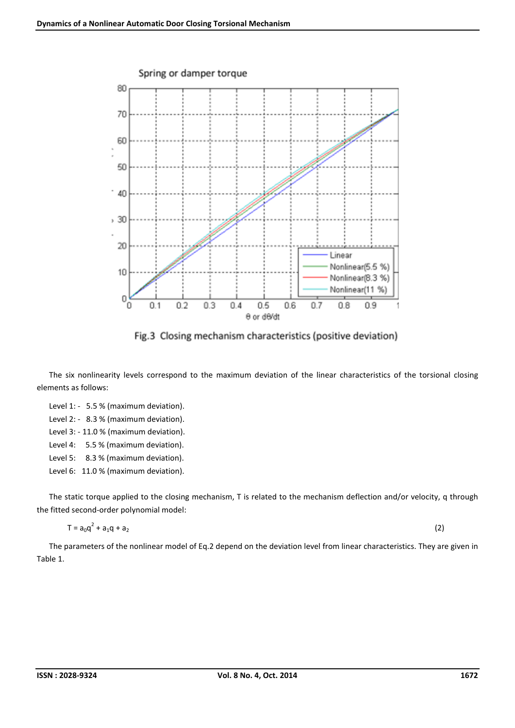Fig.3 Closing mechanism characteristics (positive deviation)

The six nonlinearity levels correspond to the maximum deviation of the linear characteristics of the torsional closing elements as follows:

Level 1: - 5.5 % (maximum deviation).

Level 2: - 8.3 % (maximum deviation).

Level 3: - 11.0 % (maximum deviation).

Level 4: 5.5 % (maximum deviation).

Level 5: 8.3 % (maximum deviation).

Level 6: 11.0 % (maximum deviation).

The static torque applied to the closing mechanism, T is related to the mechanism deflection and/or velocity, q through the fitted second-order polynomial model:

$$T = a_0q^2 + a_1q + a_2 \quad (2)$$

The parameters of the nonlinear model of Eq.2 depend on the deviation level from linear characteristics. They are given in Table 1.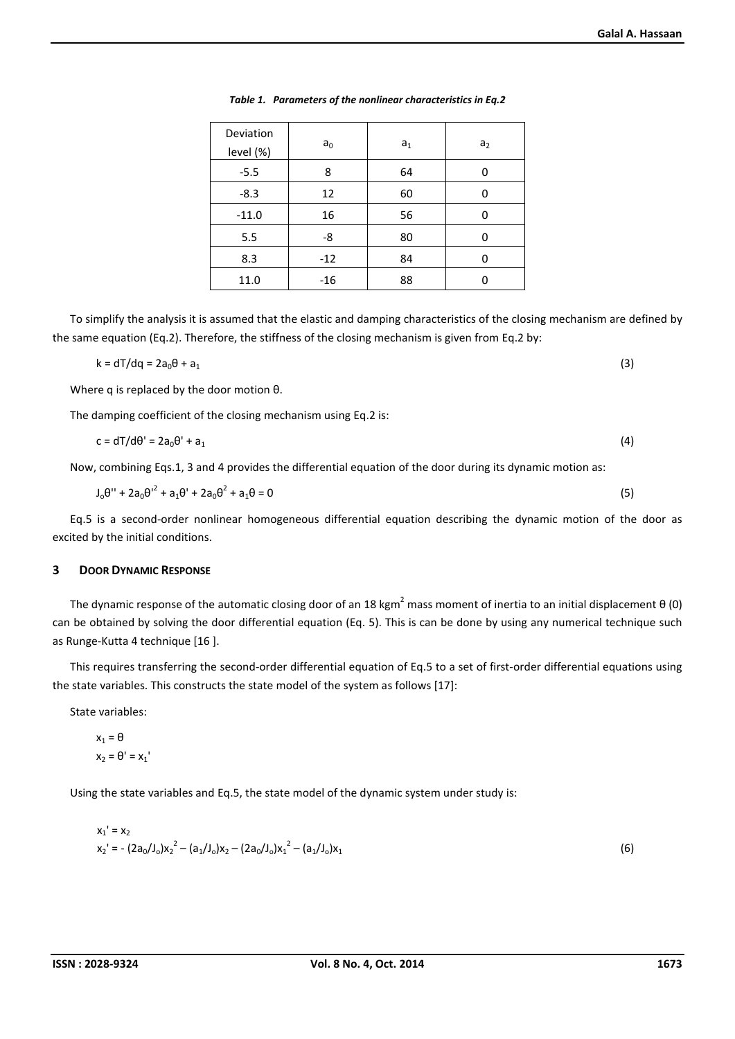*Table 1. Parameters of the nonlinear characteristics in Eq.2*

| Deviation level (%) | $a_0$ | $a_1$ | $a_2$ |
|---|---|---|---|
| -5.5 | 8 | 64 | 0 |
| -8.3 | 12 | 60 | 0 |
| -11.0 | 16 | 56 | 0 |
| 5.5 | -8 | 80 | 0 |
| 8.3 | -12 | 84 | 0 |
| 11.0 | -16 | 88 | 0 |

To simplify the analysis it is assumed that the elastic and damping characteristics of the closing mechanism are defined by the same equation (Eq.2). Therefore, the stiffness of the closing mechanism is given from Eq.2 by:

$$k = dT/dq = 2a_0\theta + a_1 \tag{3}$$

Where q is replaced by the door motion θ.

The damping coefficient of the closing mechanism using Eq.2 is:

$$c = dT/d\theta' = 2a_0\theta' + a_1 \tag{4}$$

Now, combining Eqs.1, 3 and 4 provides the differential equation of the door during its dynamic motion as:

$$J_o\theta'' + 2a_0\theta'^2 + a_1\theta' + 2a_0\theta^2 + a_1\theta = 0 \tag{5}$$

Eq.5 is a second-order nonlinear homogeneous differential equation describing the dynamic motion of the door as excited by the initial conditions.

## 3 Door Dynamic Response

The dynamic response of the automatic closing door of an 18 kgm$^2$ mass moment of inertia to an initial displacement θ (0) can be obtained by solving the door differential equation (Eq. 5). This is can be done by using any numerical technique such as Runge-Kutta 4 technique [16 ].

This requires transferring the second-order differential equation of Eq.5 to a set of first-order differential equations using the state variables. This constructs the state model of the system as follows [17]:

State variables:

$$x_1 = \theta$$
$$x_2 = \theta' = x_1'$$

Using the state variables and Eq.5, the state model of the dynamic system under study is:

$$x_1' = x_2$$
$$x_2' = -(2a_0/J_o)x_2^2 - (a_1/J_o)x_2 - (2a_0/J_o)x_1^2 - (a_1/J_o)x_1 \tag{6}$$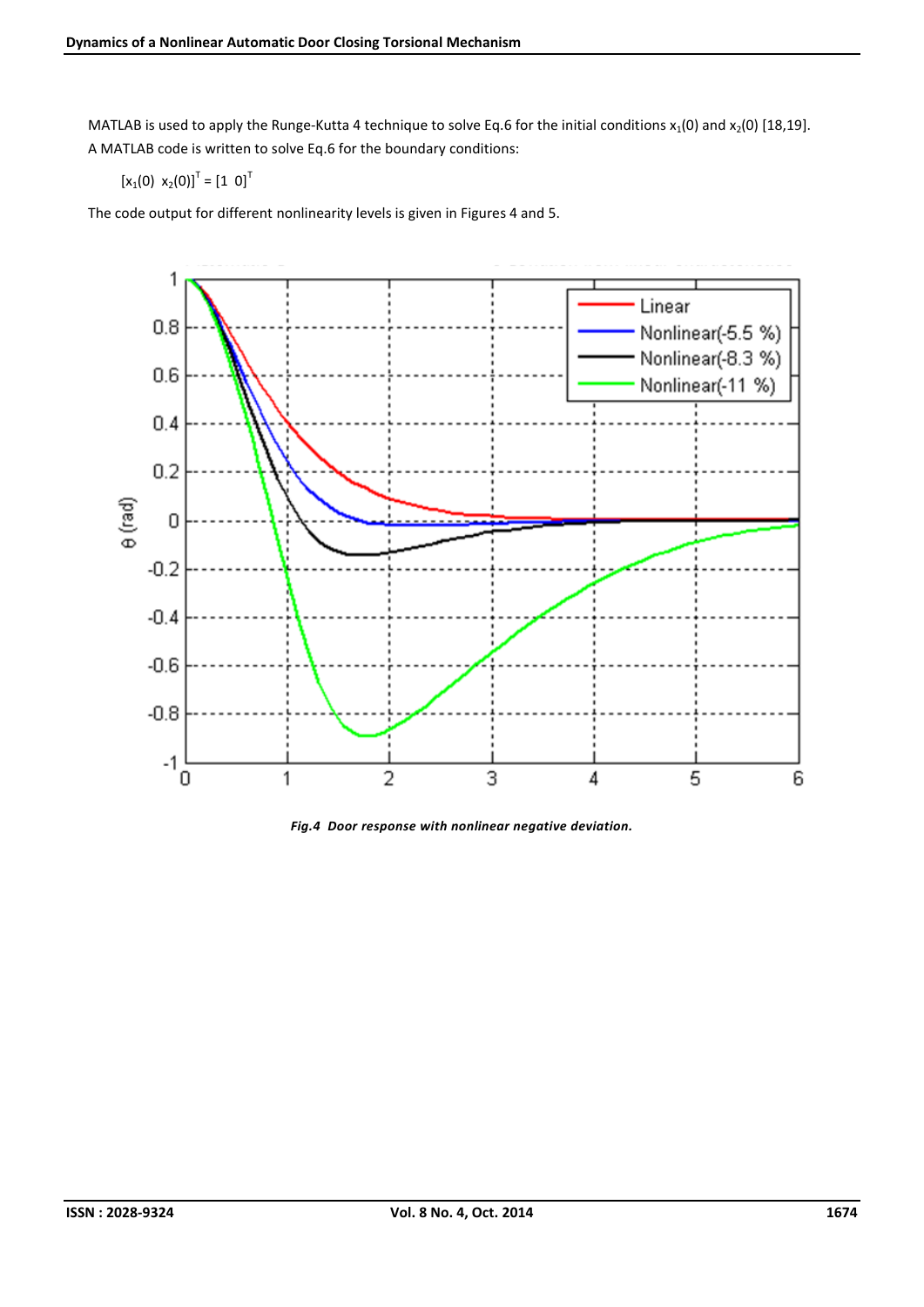MATLAB is used to apply the Runge-Kutta 4 technique to solve Eq.6 for the initial conditions $x_1(0)$ and $x_2(0)$ [18,19]. A MATLAB code is written to solve Eq.6 for the boundary conditions:

$$[x_1(0)\ \ x_2(0)]^T = [1\ \ 0]^T$$

The code output for different nonlinearity levels is given in Figures 4 and 5.

***Fig.4 Door response with nonlinear negative deviation.***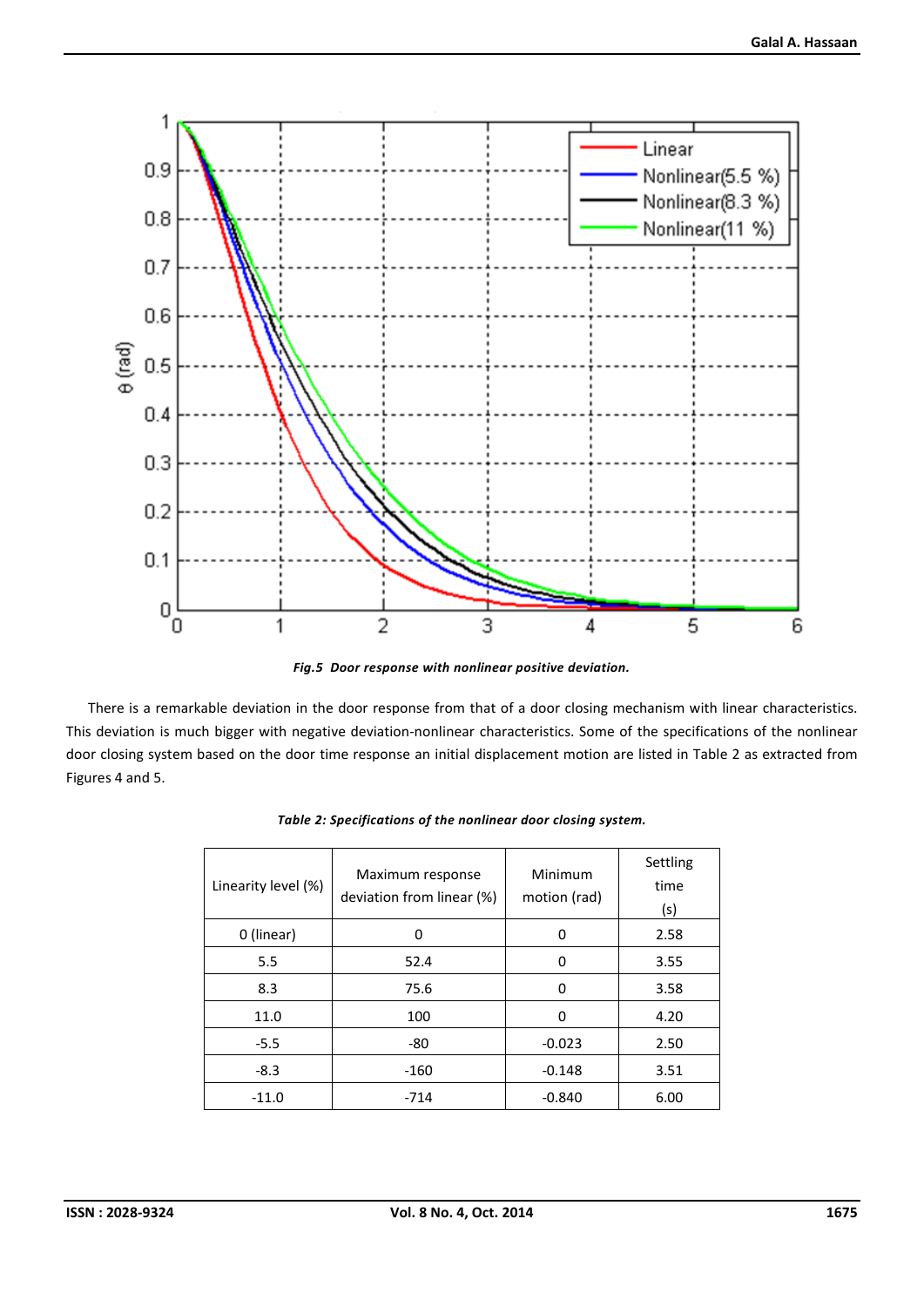*Fig.5 Door response with nonlinear positive deviation.*

There is a remarkable deviation in the door response from that of a door closing mechanism with linear characteristics. This deviation is much bigger with negative deviation-nonlinear characteristics. Some of the specifications of the nonlinear door closing system based on the door time response an initial displacement motion are listed in Table 2 as extracted from Figures 4 and 5.

*Table 2: Specifications of the nonlinear door closing system.*

| Linearity level (%) | Maximum response deviation from linear (%) | Minimum motion (rad) | Settling time (s) |
|---|---|---|---|
| 0 (linear) | 0 | 0 | 2.58 |
| 5.5 | 52.4 | 0 | 3.55 |
| 8.3 | 75.6 | 0 | 3.58 |
| 11.0 | 100 | 0 | 4.20 |
| -5.5 | -80 | -0.023 | 2.50 |
| -8.3 | -160 | -0.148 | 3.51 |
| -11.0 | -714 | -0.840 | 6.00 |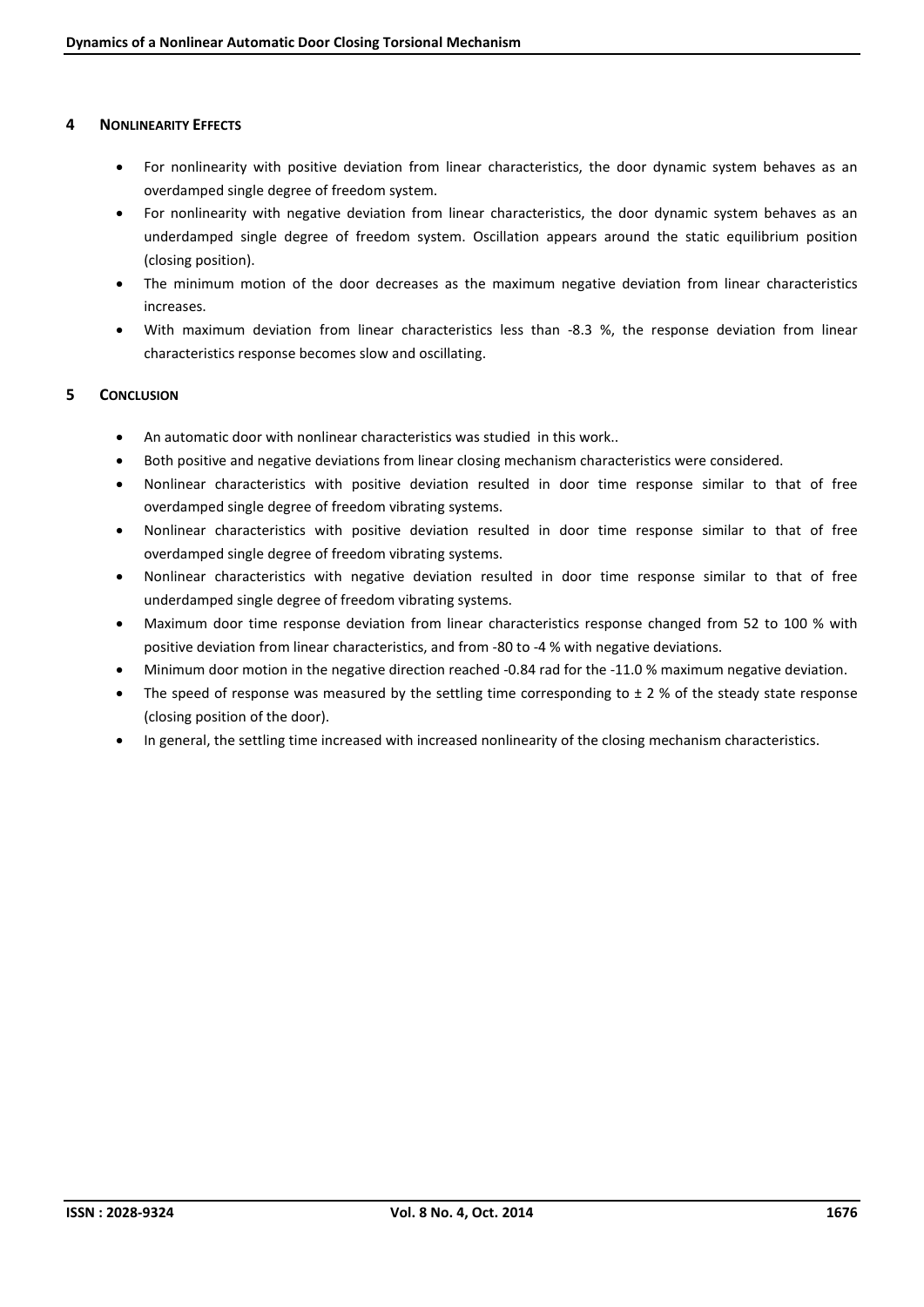## 4 NONLINEARITY EFFECTS

- For nonlinearity with positive deviation from linear characteristics, the door dynamic system behaves as an overdamped single degree of freedom system.
- For nonlinearity with negative deviation from linear characteristics, the door dynamic system behaves as an underdamped single degree of freedom system. Oscillation appears around the static equilibrium position (closing position).
- The minimum motion of the door decreases as the maximum negative deviation from linear characteristics increases.
- With maximum deviation from linear characteristics less than -8.3 %, the response deviation from linear characteristics response becomes slow and oscillating.

## 5 CONCLUSION

- An automatic door with nonlinear characteristics was studied in this work..
- Both positive and negative deviations from linear closing mechanism characteristics were considered.
- Nonlinear characteristics with positive deviation resulted in door time response similar to that of free overdamped single degree of freedom vibrating systems.
- Nonlinear characteristics with positive deviation resulted in door time response similar to that of free overdamped single degree of freedom vibrating systems.
- Nonlinear characteristics with negative deviation resulted in door time response similar to that of free underdamped single degree of freedom vibrating systems.
- Maximum door time response deviation from linear characteristics response changed from 52 to 100 % with positive deviation from linear characteristics, and from -80 to -4 % with negative deviations.
- Minimum door motion in the negative direction reached -0.84 rad for the -11.0 % maximum negative deviation.
- The speed of response was measured by the settling time corresponding to ± 2 % of the steady state response (closing position of the door).
- In general, the settling time increased with increased nonlinearity of the closing mechanism characteristics.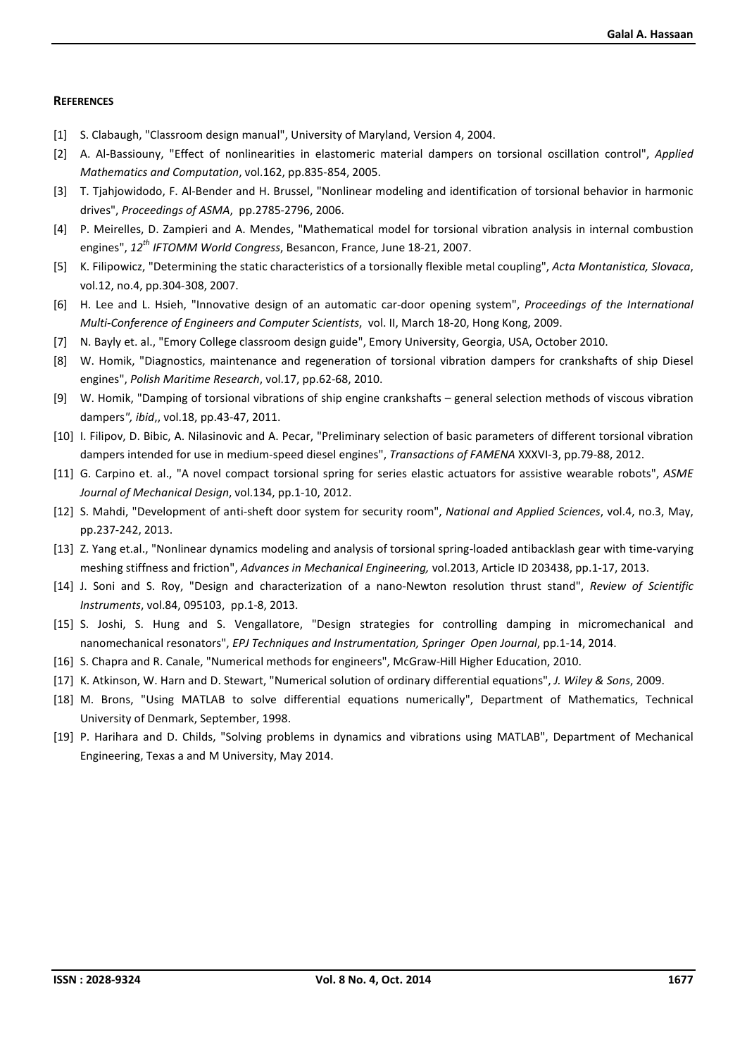## References

- [1] S. Clabaugh, "Classroom design manual", University of Maryland, Version 4, 2004.
- [2] A. Al-Bassiouny, "Effect of nonlinearities in elastomeric material dampers on torsional oscillation control", *Applied Mathematics and Computation*, vol.162, pp.835-854, 2005.
- [3] T. Tjahjowidodo, F. Al-Bender and H. Brussel, "Nonlinear modeling and identification of torsional behavior in harmonic drives", *Proceedings of ASMA*, pp.2785-2796, 2006.
- [4] P. Meirelles, D. Zampieri and A. Mendes, "Mathematical model for torsional vibration analysis in internal combustion engines", *12th IFTOMM World Congress*, Besancon, France, June 18-21, 2007.
- [5] K. Filipowicz, "Determining the static characteristics of a torsionally flexible metal coupling", *Acta Montanistica, Slovaca*, vol.12, no.4, pp.304-308, 2007.
- [6] H. Lee and L. Hsieh, "Innovative design of an automatic car-door opening system", *Proceedings of the International Multi-Conference of Engineers and Computer Scientists*, vol. II, March 18-20, Hong Kong, 2009.
- [7] N. Bayly et. al., "Emory College classroom design guide", Emory University, Georgia, USA, October 2010.
- [8] W. Homik, "Diagnostics, maintenance and regeneration of torsional vibration dampers for crankshafts of ship Diesel engines", *Polish Maritime Research*, vol.17, pp.62-68, 2010.
- [9] W. Homik, "Damping of torsional vibrations of ship engine crankshafts – general selection methods of viscous vibration dampers*", ibid*,, vol.18, pp.43-47, 2011.
- [10] I. Filipov, D. Bibic, A. Nilasinovic and A. Pecar, "Preliminary selection of basic parameters of different torsional vibration dampers intended for use in medium-speed diesel engines", *Transactions of FAMENA* XXXVI-3, pp.79-88, 2012.
- [11] G. Carpino et. al., "A novel compact torsional spring for series elastic actuators for assistive wearable robots", *ASME Journal of Mechanical Design*, vol.134, pp.1-10, 2012.
- [12] S. Mahdi, "Development of anti-sheft door system for security room", *National and Applied Sciences*, vol.4, no.3, May, pp.237-242, 2013.
- [13] Z. Yang et.al., "Nonlinear dynamics modeling and analysis of torsional spring-loaded antibacklash gear with time-varying meshing stiffness and friction", *Advances in Mechanical Engineering,* vol.2013, Article ID 203438, pp.1-17, 2013.
- [14] J. Soni and S. Roy, "Design and characterization of a nano-Newton resolution thrust stand", *Review of Scientific Instruments*, vol.84, 095103, pp.1-8, 2013.
- [15] S. Joshi, S. Hung and S. Vengallatore, "Design strategies for controlling damping in micromechanical and nanomechanical resonators", *EPJ Techniques and Instrumentation, Springer Open Journal*, pp.1-14, 2014.
- [16] S. Chapra and R. Canale, "Numerical methods for engineers", McGraw-Hill Higher Education, 2010.
- [17] K. Atkinson, W. Harn and D. Stewart, "Numerical solution of ordinary differential equations", *J. Wiley & Sons*, 2009.
- [18] M. Brons, "Using MATLAB to solve differential equations numerically", Department of Mathematics, Technical University of Denmark, September, 1998.
- [19] P. Harihara and D. Childs, "Solving problems in dynamics and vibrations using MATLAB", Department of Mechanical Engineering, Texas a and M University, May 2014.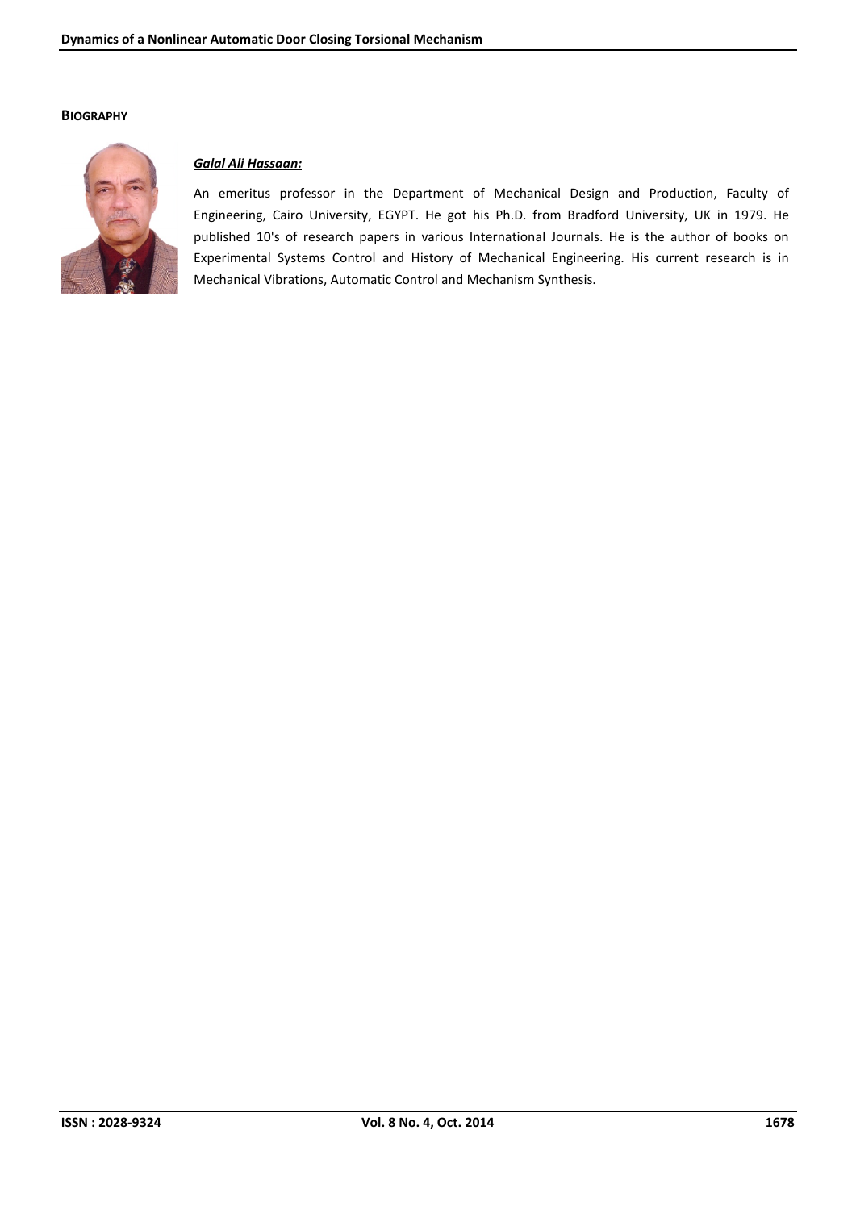**BIOGRAPHY**

***Galal Ali Hassaan:***

An emeritus professor in the Department of Mechanical Design and Production, Faculty of Engineering, Cairo University, EGYPT. He got his Ph.D. from Bradford University, UK in 1979. He published 10's of research papers in various International Journals. He is the author of books on Experimental Systems Control and History of Mechanical Engineering. His current research is in Mechanical Vibrations, Automatic Control and Mechanism Synthesis.